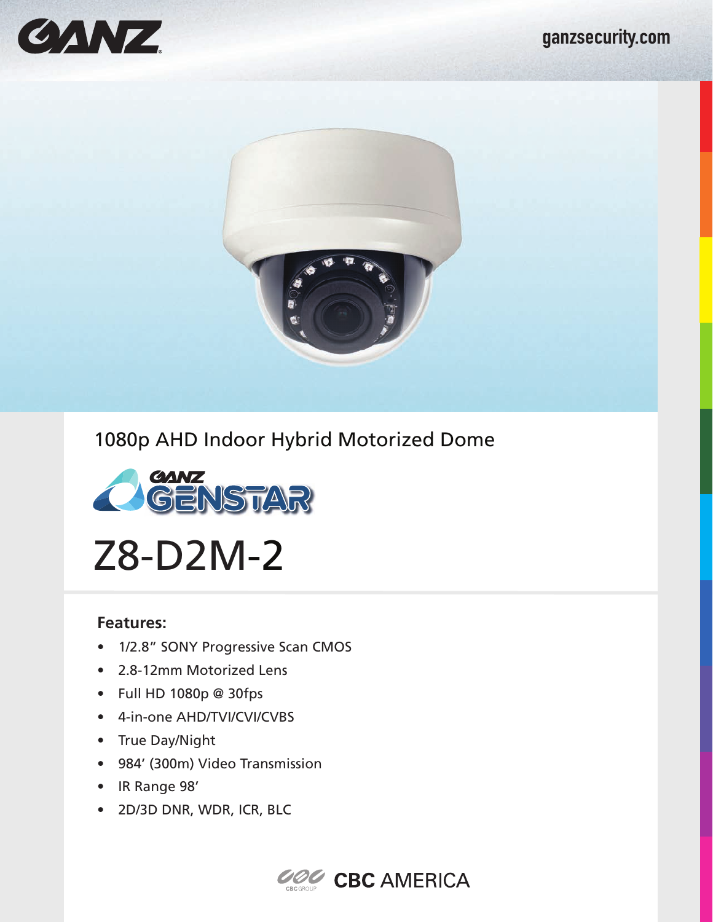GANZ

ganzsecurity.com

1080p AHD Indoor Hybrid Motorized Dome

GANZ GENSTAR

# Z8-D2M-2

**Features:**

- 1/2.8" SONY Progressive Scan CMOS
- 2.8-12mm Motorized Lens
- Full HD 1080p @ 30fps
- 4-in-one AHD/TVI/CVI/CVBS
- True Day/Night
- 984' (300m) Video Transmission
- IR Range 98'
- 2D/3D DNR, WDR, ICR, BLC

CBC GROUP CBC AMERICA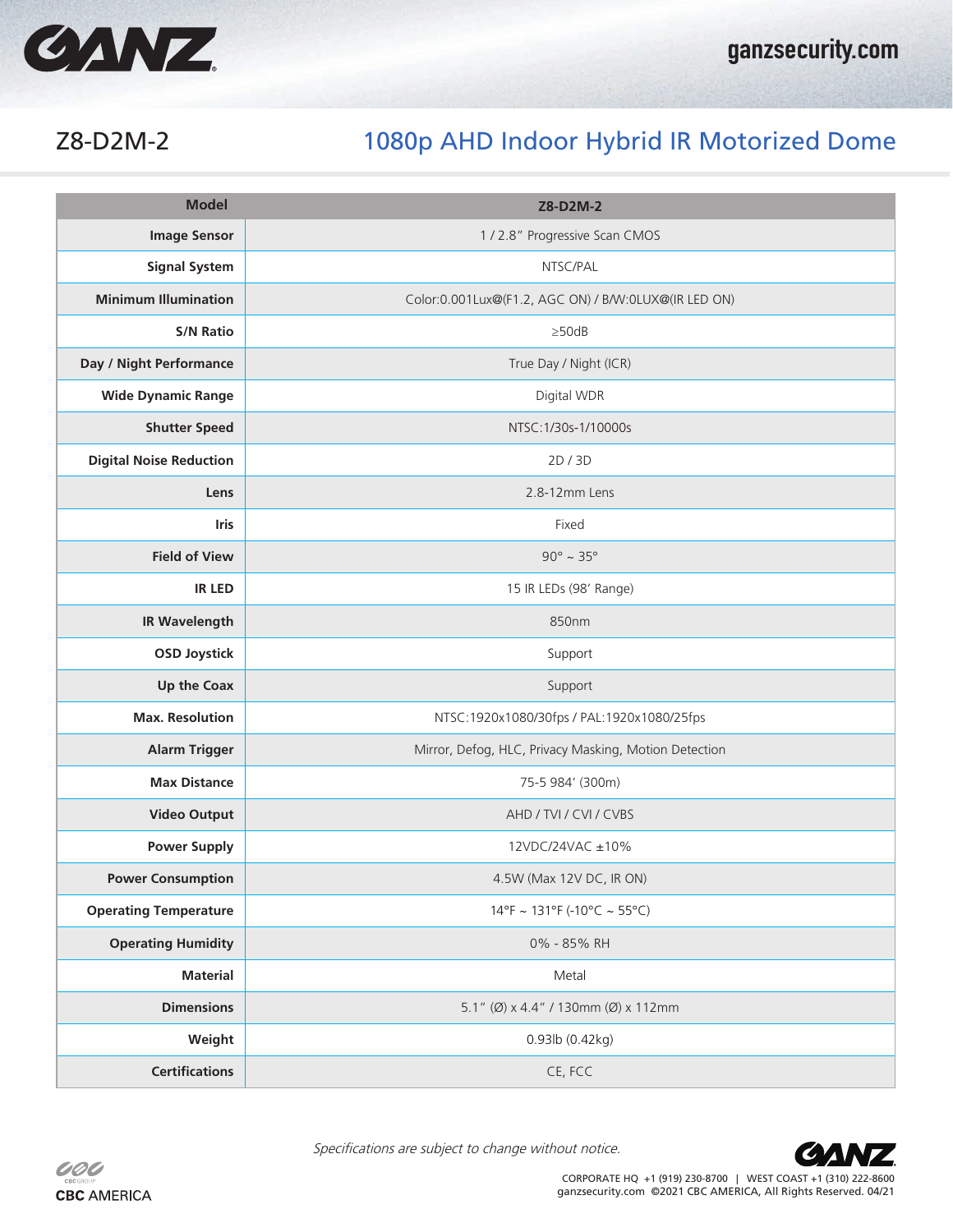# Z8-D2M-2

## 1080p AHD Indoor Hybrid IR Motorized Dome

| Model | Z8-D2M-2 |
|---|---|
| Image Sensor | 1 / 2.8" Progressive Scan CMOS |
| Signal System | NTSC/PAL |
| Minimum Illumination | Color:0.001Lux@(F1.2, AGC ON) / B/W:0LUX@(IR LED ON) |
| S/N Ratio | ≥50dB |
| Day / Night Performance | True Day / Night (ICR) |
| Wide Dynamic Range | Digital WDR |
| Shutter Speed | NTSC:1/30s-1/10000s |
| Digital Noise Reduction | 2D / 3D |
| Lens | 2.8-12mm Lens |
| Iris | Fixed |
| Field of View | 90° ~ 35° |
| IR LED | 15 IR LEDs (98' Range) |
| IR Wavelength | 850nm |
| OSD Joystick | Support |
| Up the Coax | Support |
| Max. Resolution | NTSC:1920x1080/30fps / PAL:1920x1080/25fps |
| Alarm Trigger | Mirror, Defog, HLC, Privacy Masking, Motion Detection |
| Max Distance | 75-5 984' (300m) |
| Video Output | AHD / TVI / CVI / CVBS |
| Power Supply | 12VDC/24VAC ±10% |
| Power Consumption | 4.5W (Max 12V DC, IR ON) |
| Operating Temperature | 14°F ~ 131°F (-10°C ~ 55°C) |
| Operating Humidity | 0% - 85% RH |
| Material | Metal |
| Dimensions | 5.1" (Ø) x 4.4" / 130mm (Ø) x 112mm |
| Weight | 0.93lb (0.42kg) |
| Certifications | CE, FCC |

*Specifications are subject to change without notice.*

CBC AMERICA

CORPORATE HQ +1 (919) 230-8700 | WEST COAST +1 (310) 222-8600
ganzsecurity.com ©2021 CBC AMERICA, All Rights Reserved. 04/21